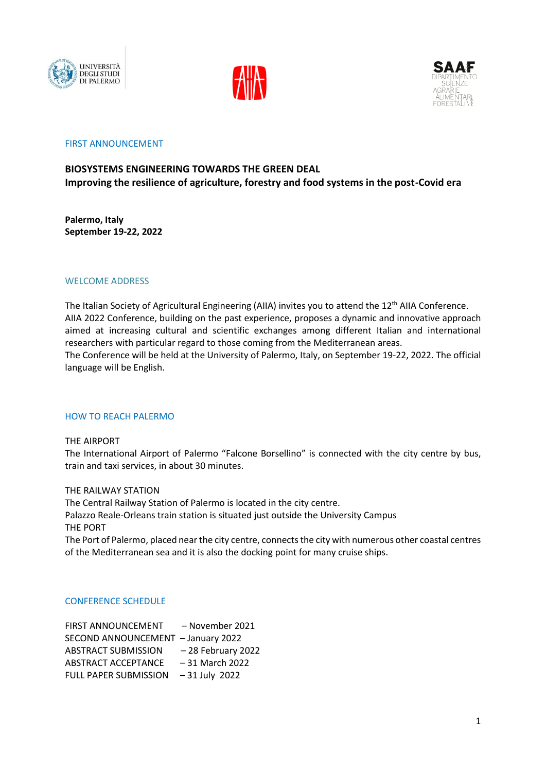FIRST ANNOUNCEMENT

# BIOSYSTEMS ENGINEERING TOWARDS THE GREEN DEAL
**Improving the resilience of agriculture, forestry and food systems in the post-Covid era**

**Palermo, Italy**
**September 19-22, 2022**

## WELCOME ADDRESS

The Italian Society of Agricultural Engineering (AIIA) invites you to attend the 12th AIIA Conference. AIIA 2022 Conference, building on the past experience, proposes a dynamic and innovative approach aimed at increasing cultural and scientific exchanges among different Italian and international researchers with particular regard to those coming from the Mediterranean areas.
The Conference will be held at the University of Palermo, Italy, on September 19-22, 2022. The official language will be English.

## HOW TO REACH PALERMO

THE AIRPORT
The International Airport of Palermo "Falcone Borsellino" is connected with the city centre by bus, train and taxi services, in about 30 minutes.

THE RAILWAY STATION
The Central Railway Station of Palermo is located in the city centre.
Palazzo Reale-Orleans train station is situated just outside the University Campus

THE PORT
The Port of Palermo, placed near the city centre, connects the city with numerous other coastal centres of the Mediterranean sea and it is also the docking point for many cruise ships.

## CONFERENCE SCHEDULE

FIRST ANNOUNCEMENT – November 2021
SECOND ANNOUNCEMENT – January 2022
ABSTRACT SUBMISSION – 28 February 2022
ABSTRACT ACCEPTANCE – 31 March 2022
FULL PAPER SUBMISSION – 31 July 2022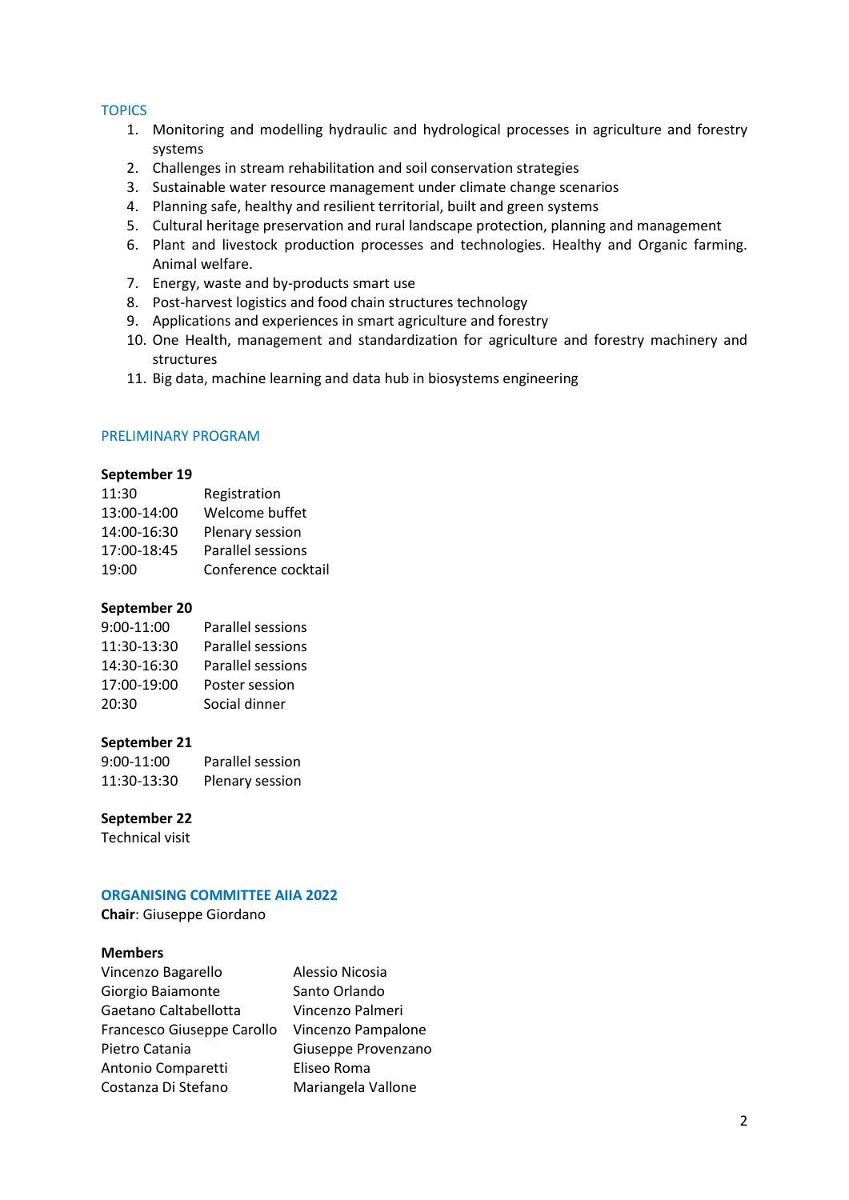## TOPICS

1. Monitoring and modelling hydraulic and hydrological processes in agriculture and forestry systems
2. Challenges in stream rehabilitation and soil conservation strategies
3. Sustainable water resource management under climate change scenarios
4. Planning safe, healthy and resilient territorial, built and green systems
5. Cultural heritage preservation and rural landscape protection, planning and management
6. Plant and livestock production processes and technologies. Healthy and Organic farming. Animal welfare.
7. Energy, waste and by-products smart use
8. Post-harvest logistics and food chain structures technology
9. Applications and experiences in smart agriculture and forestry
10. One Health, management and standardization for agriculture and forestry machinery and structures
11. Big data, machine learning and data hub in biosystems engineering

## PRELIMINARY PROGRAM

**September 19**

| | |
|---|---|
| 11:30 | Registration |
| 13:00-14:00 | Welcome buffet |
| 14:00-16:30 | Plenary session |
| 17:00-18:45 | Parallel sessions |
| 19:00 | Conference cocktail |

**September 20**

| | |
|---|---|
| 9:00-11:00 | Parallel sessions |
| 11:30-13:30 | Parallel sessions |
| 14:30-16:30 | Parallel sessions |
| 17:00-19:00 | Poster session |
| 20:30 | Social dinner |

**September 21**

| | |
|---|---|
| 9:00-11:00 | Parallel session |
| 11:30-13:30 | Plenary session |

**September 22**

Technical visit

## ORGANISING COMMITTEE AIIA 2022

**Chair**: Giuseppe Giordano

**Members**

| | |
|---|---|
| Vincenzo Bagarello | Alessio Nicosia |
| Giorgio Baiamonte | Santo Orlando |
| Gaetano Caltabellotta | Vincenzo Palmeri |
| Francesco Giuseppe Carollo | Vincenzo Pampalone |
| Pietro Catania | Giuseppe Provenzano |
| Antonio Comparetti | Eliseo Roma |
| Costanza Di Stefano | Mariangela Vallone |